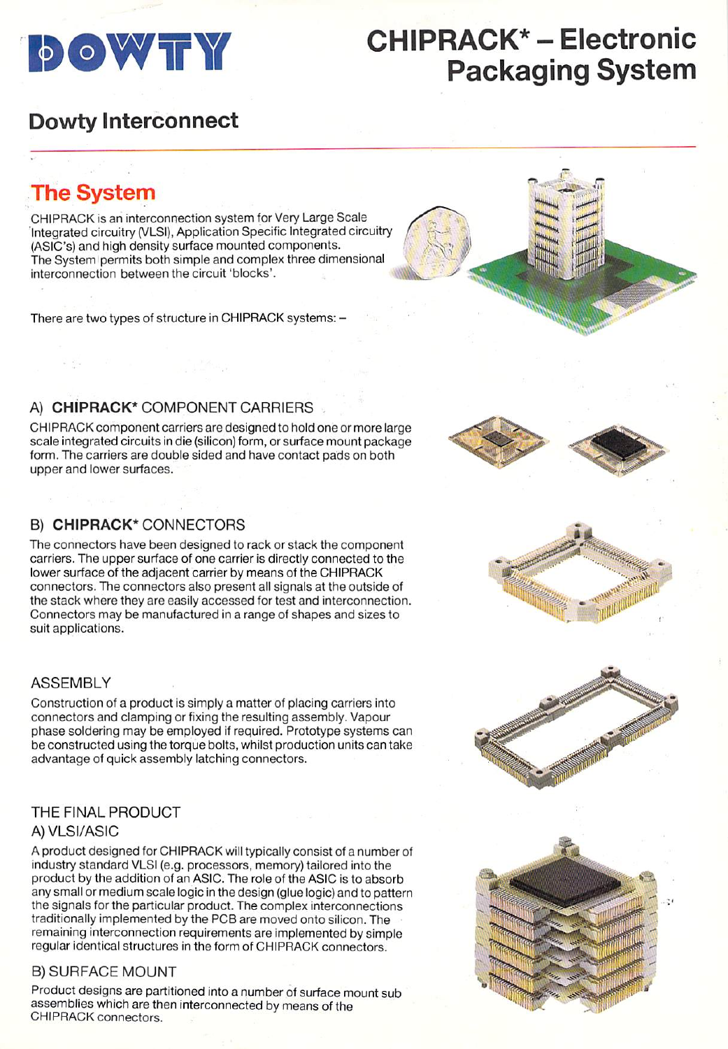# DOWTY

# CHIPRACK* – Electronic Packaging System

## Dowty Interconnect

## The System

CHIPRACK is an interconnection system for Very Large Scale Integrated circuitry (VLSI), Application Specific Integrated circuitry (ASIC's) and high density surface mounted components. The System permits both simple and complex three dimensional interconnection between the circuit 'blocks'.

There are two types of structure in CHIPRACK systems: –

### A) **CHIPRACK*** COMPONENT CARRIERS

CHIPRACK component carriers are designed to hold one or more large scale integrated circuits in die (silicon) form, or surface mount package form. The carriers are double sided and have contact pads on both upper and lower surfaces.

### B) **CHIPRACK*** CONNECTORS

The connectors have been designed to rack or stack the component carriers. The upper surface of one carrier is directly connected to the lower surface of the adjacent carrier by means of the CHIPRACK connectors. The connectors also present all signals at the outside of the stack where they are easily accessed for test and interconnection. Connectors may be manufactured in a range of shapes and sizes to suit applications.

### ASSEMBLY

Construction of a product is simply a matter of placing carriers into connectors and clamping or fixing the resulting assembly. Vapour phase soldering may be employed if required. Prototype systems can be constructed using the torque bolts, whilst production units can take advantage of quick assembly latching connectors.

### THE FINAL PRODUCT

#### A) VLSI/ASIC

A product designed for CHIPRACK will typically consist of a number of industry standard VLSI (e.g. processors, memory) tailored into the product by the addition of an ASIC. The role of the ASIC is to absorb any small or medium scale logic in the design (glue logic) and to pattern the signals for the particular product. The complex interconnections traditionally implemented by the PCB are moved onto silicon. The remaining interconnection requirements are implemented by simple regular identical structures in the form of CHIPRACK connectors.

#### B) SURFACE MOUNT

Product designs are partitioned into a number of surface mount sub assemblies which are then interconnected by means of the CHIPRACK connectors.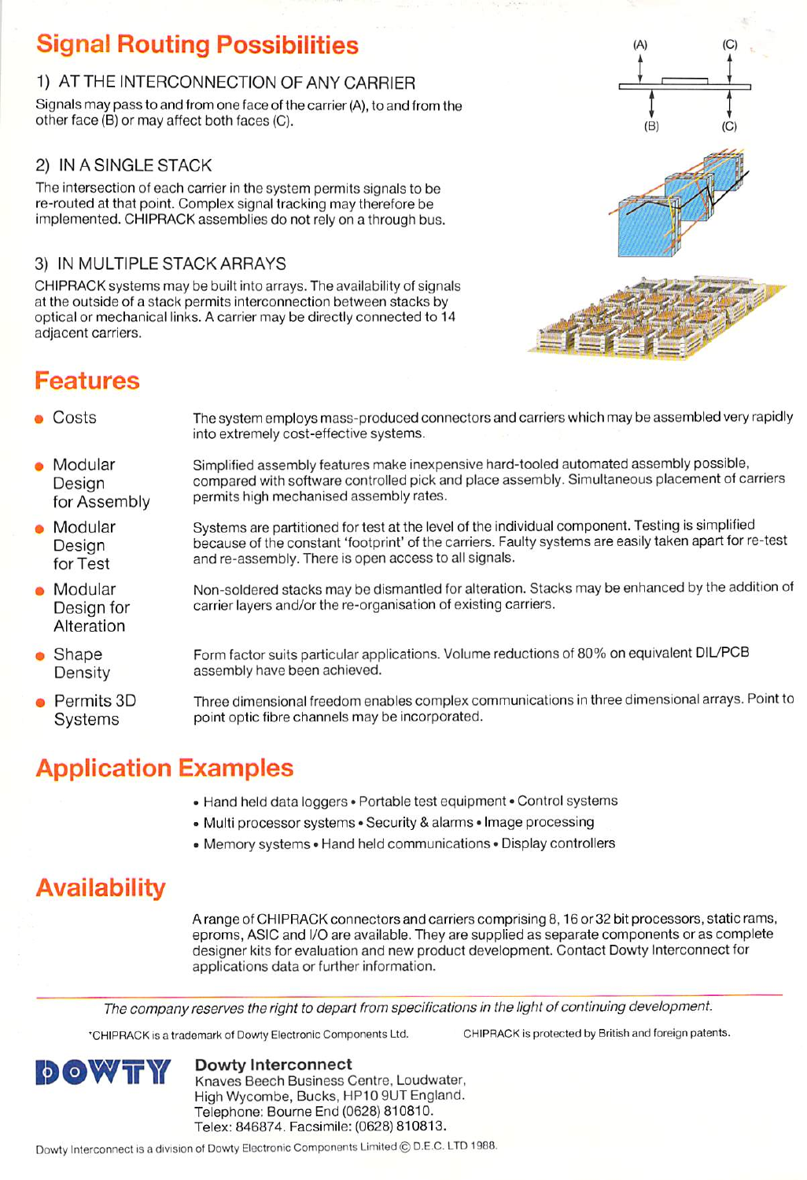# Signal Routing Possibilities

## 1) AT THE INTERCONNECTION OF ANY CARRIER

Signals may pass to and from one face of the carrier (A), to and from the other face (B) or may affect both faces (C).

(A) (C)

(B) (C)

## 2) IN A SINGLE STACK

The intersection of each carrier in the system permits signals to be re-routed at that point. Complex signal tracking may therefore be implemented. CHIPRACK assemblies do not rely on a through bus.

## 3) IN MULTIPLE STACK ARRAYS

CHIPRACK systems may be built into arrays. The availability of signals at the outside of a stack permits interconnection between stacks by optical or mechanical links. A carrier may be directly connected to 14 adjacent carriers.

# Features

- **Costs** — The system employs mass-produced connectors and carriers which may be assembled very rapidly into extremely cost-effective systems.
- **Modular Design for Assembly** — Simplified assembly features make inexpensive hard-tooled automated assembly possible, compared with software controlled pick and place assembly. Simultaneous placement of carriers permits high mechanised assembly rates.
- **Modular Design for Test** — Systems are partitioned for test at the level of the individual component. Testing is simplified because of the constant 'footprint' of the carriers. Faulty systems are easily taken apart for re-test and re-assembly. There is open access to all signals.
- **Modular Design for Alteration** — Non-soldered stacks may be dismantled for alteration. Stacks may be enhanced by the addition of carrier layers and/or the re-organisation of existing carriers.
- **Shape Density** — Form factor suits particular applications. Volume reductions of 80% on equivalent DIL/PCB assembly have been achieved.
- **Permits 3D Systems** — Three dimensional freedom enables complex communications in three dimensional arrays. Point to point optic fibre channels may be incorporated.

# Application Examples

- Hand held data loggers • Portable test equipment • Control systems
- Multi processor systems • Security & alarms • Image processing
- Memory systems • Hand held communications • Display controllers

# Availability

A range of CHIPRACK connectors and carriers comprising 8, 16 or 32 bit processors, static rams, eproms, ASIC and I/O are available. They are supplied as separate components or as complete designer kits for evaluation and new product development. Contact Dowty Interconnect for applications data or further information.

---

*The company reserves the right to depart from specifications in the light of continuing development.*

*CHIPRACK is a trademark of Dowty Electronic Components Ltd. CHIPRACK is protected by British and foreign patents.

DOWTY

**Dowty Interconnect**
Knaves Beech Business Centre, Loudwater,
High Wycombe, Bucks, HP10 9UT England.
Telephone: Bourne End (0628) 810810.
Telex: 846874. Facsimile: (0628) 810813.

Dowty Interconnect is a division of Dowty Electronic Components Limited © D.E.C. LTD 1988.